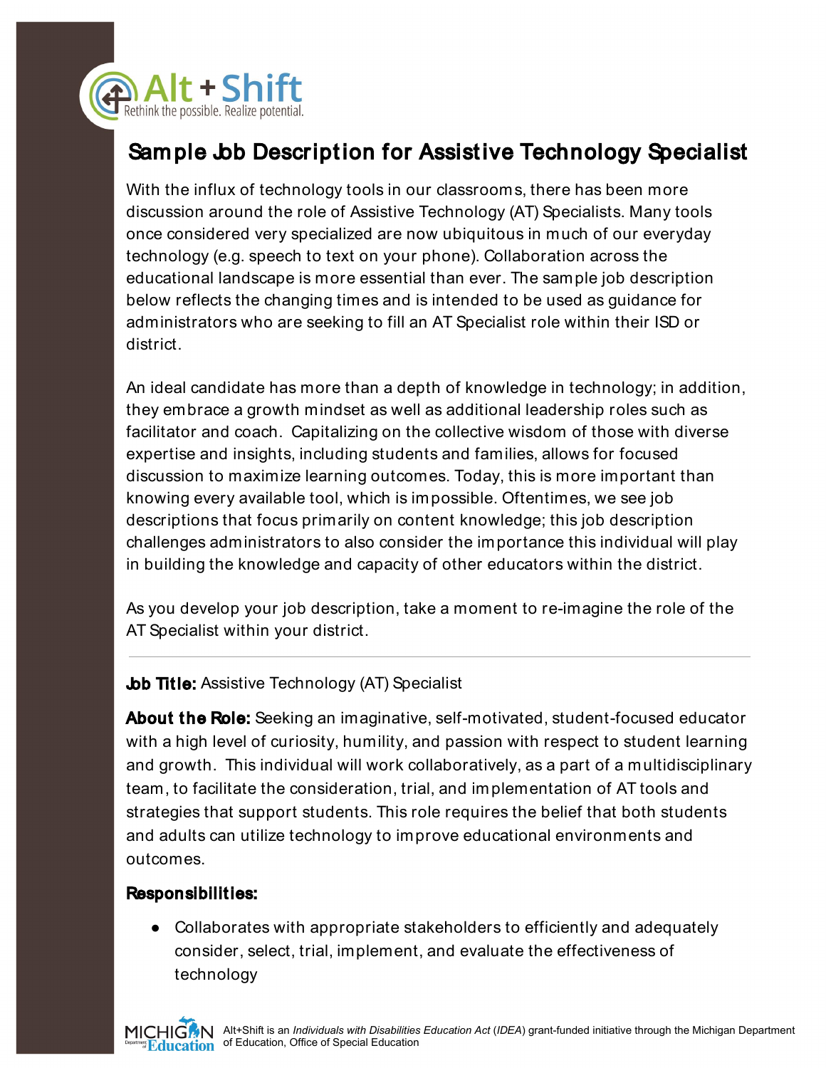Alt + Shift

Rethink the possible. Realize potential.

# Sample Job Description for Assistive Technology Specialist

With the influx of technology tools in our classrooms, there has been more discussion around the role of Assistive Technology (AT) Specialists. Many tools once considered very specialized are now ubiquitous in much of our everyday technology (e.g. speech to text on your phone). Collaboration across the educational landscape is more essential than ever. The sample job description below reflects the changing times and is intended to be used as guidance for administrators who are seeking to fill an AT Specialist role within their ISD or district.

An ideal candidate has more than a depth of knowledge in technology; in addition, they embrace a growth mindset as well as additional leadership roles such as facilitator and coach. Capitalizing on the collective wisdom of those with diverse expertise and insights, including students and families, allows for focused discussion to maximize learning outcomes. Today, this is more important than knowing every available tool, which is impossible. Oftentimes, we see job descriptions that focus primarily on content knowledge; this job description challenges administrators to also consider the importance this individual will play in building the knowledge and capacity of other educators within the district.

As you develop your job description, take a moment to re-imagine the role of the AT Specialist within your district.

---

**Job Title:** Assistive Technology (AT) Specialist

**About the Role:** Seeking an imaginative, self-motivated, student-focused educator with a high level of curiosity, humility, and passion with respect to student learning and growth. This individual will work collaboratively, as a part of a multidisciplinary team, to facilitate the consideration, trial, and implementation of AT tools and strategies that support students. This role requires the belief that both students and adults can utilize technology to improve educational environments and outcomes.

**Responsibilities:**

- Collaborates with appropriate stakeholders to efficiently and adequately consider, select, trial, implement, and evaluate the effectiveness of technology

Alt+Shift is an *Individuals with Disabilities Education Act* (*IDEA*) grant-funded initiative through the Michigan Department of Education, Office of Special Education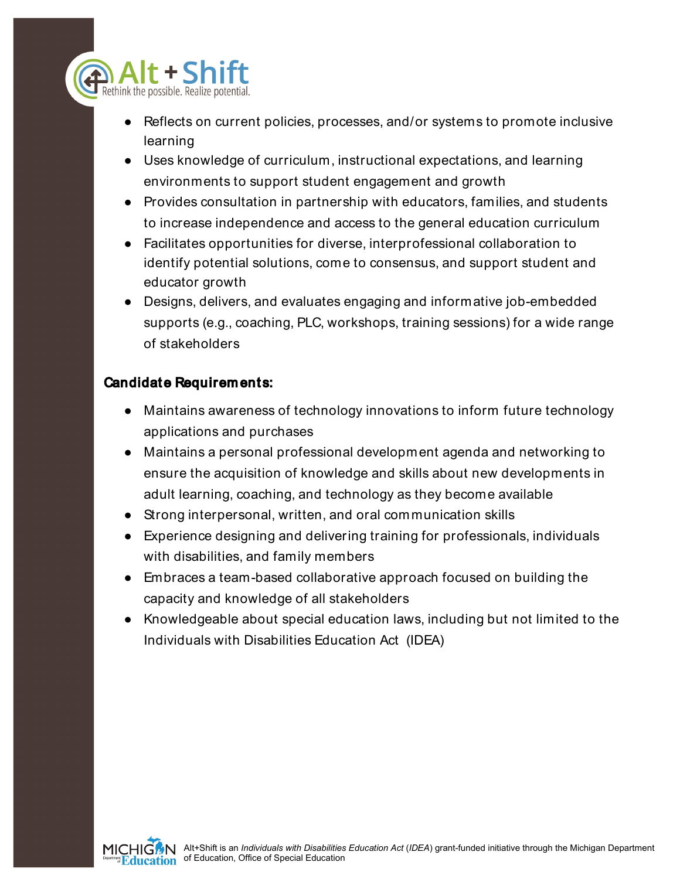- Reflects on current policies, processes, and/or systems to promote inclusive learning
- Uses knowledge of curriculum, instructional expectations, and learning environments to support student engagement and growth
- Provides consultation in partnership with educators, families, and students to increase independence and access to the general education curriculum
- Facilitates opportunities for diverse, interprofessional collaboration to identify potential solutions, come to consensus, and support student and educator growth
- Designs, delivers, and evaluates engaging and informative job-embedded supports (e.g., coaching, PLC, workshops, training sessions) for a wide range of stakeholders

**Candidate Requirements:**

- Maintains awareness of technology innovations to inform future technology applications and purchases
- Maintains a personal professional development agenda and networking to ensure the acquisition of knowledge and skills about new developments in adult learning, coaching, and technology as they become available
- Strong interpersonal, written, and oral communication skills
- Experience designing and delivering training for professionals, individuals with disabilities, and family members
- Embraces a team-based collaborative approach focused on building the capacity and knowledge of all stakeholders
- Knowledgeable about special education laws, including but not limited to the Individuals with Disabilities Education Act (IDEA)

Alt+Shift is an *Individuals with Disabilities Education Act* (*IDEA*) grant-funded initiative through the Michigan Department of Education, Office of Special Education